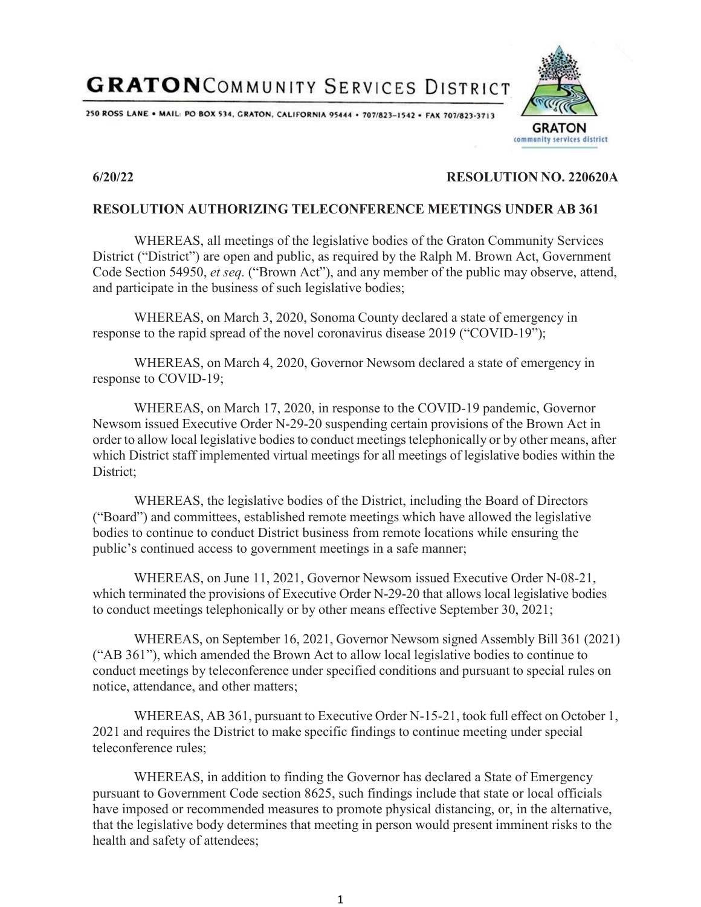# GRATON COMMUNITY SERVICES DISTRICT

250 ROSS LANE • MAIL: PO BOX 534, GRATON, CALIFORNIA 95444 • 707/823-1542 • FAX 707/823-3713

GRATON community services district

**6/20/22** **RESOLUTION NO. 220620A**

**RESOLUTION AUTHORIZING TELECONFERENCE MEETINGS UNDER AB 361**

WHEREAS, all meetings of the legislative bodies of the Graton Community Services District ("District") are open and public, as required by the Ralph M. Brown Act, Government Code Section 54950, *et seq.* ("Brown Act"), and any member of the public may observe, attend, and participate in the business of such legislative bodies;

WHEREAS, on March 3, 2020, Sonoma County declared a state of emergency in response to the rapid spread of the novel coronavirus disease 2019 ("COVID-19");

WHEREAS, on March 4, 2020, Governor Newsom declared a state of emergency in response to COVID-19;

WHEREAS, on March 17, 2020, in response to the COVID-19 pandemic, Governor Newsom issued Executive Order N-29-20 suspending certain provisions of the Brown Act in order to allow local legislative bodies to conduct meetings telephonically or by other means, after which District staff implemented virtual meetings for all meetings of legislative bodies within the District;

WHEREAS, the legislative bodies of the District, including the Board of Directors ("Board") and committees, established remote meetings which have allowed the legislative bodies to continue to conduct District business from remote locations while ensuring the public's continued access to government meetings in a safe manner;

WHEREAS, on June 11, 2021, Governor Newsom issued Executive Order N-08-21, which terminated the provisions of Executive Order N-29-20 that allows local legislative bodies to conduct meetings telephonically or by other means effective September 30, 2021;

WHEREAS, on September 16, 2021, Governor Newsom signed Assembly Bill 361 (2021) ("AB 361"), which amended the Brown Act to allow local legislative bodies to continue to conduct meetings by teleconference under specified conditions and pursuant to special rules on notice, attendance, and other matters;

WHEREAS, AB 361, pursuant to Executive Order N-15-21, took full effect on October 1, 2021 and requires the District to make specific findings to continue meeting under special teleconference rules;

WHEREAS, in addition to finding the Governor has declared a State of Emergency pursuant to Government Code section 8625, such findings include that state or local officials have imposed or recommended measures to promote physical distancing, or, in the alternative, that the legislative body determines that meeting in person would present imminent risks to the health and safety of attendees;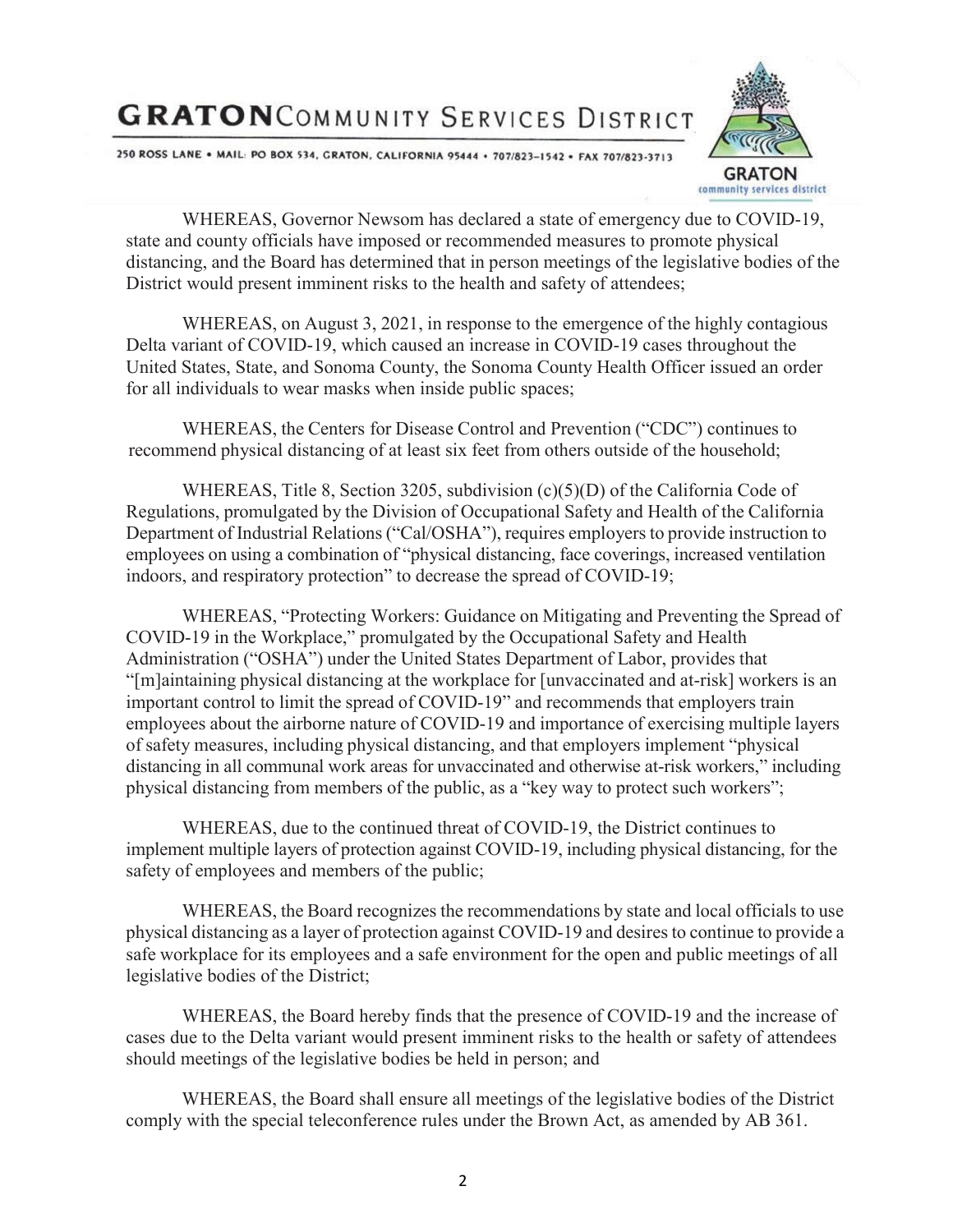WHEREAS, Governor Newsom has declared a state of emergency due to COVID-19, state and county officials have imposed or recommended measures to promote physical distancing, and the Board has determined that in person meetings of the legislative bodies of the District would present imminent risks to the health and safety of attendees;

WHEREAS, on August 3, 2021, in response to the emergence of the highly contagious Delta variant of COVID-19, which caused an increase in COVID-19 cases throughout the United States, State, and Sonoma County, the Sonoma County Health Officer issued an order for all individuals to wear masks when inside public spaces;

WHEREAS, the Centers for Disease Control and Prevention ("CDC") continues to recommend physical distancing of at least six feet from others outside of the household;

WHEREAS, Title 8, Section 3205, subdivision (c)(5)(D) of the California Code of Regulations, promulgated by the Division of Occupational Safety and Health of the California Department of Industrial Relations ("Cal/OSHA"), requires employers to provide instruction to employees on using a combination of "physical distancing, face coverings, increased ventilation indoors, and respiratory protection" to decrease the spread of COVID-19;

WHEREAS, "Protecting Workers: Guidance on Mitigating and Preventing the Spread of COVID-19 in the Workplace," promulgated by the Occupational Safety and Health Administration ("OSHA") under the United States Department of Labor, provides that "[m]aintaining physical distancing at the workplace for [unvaccinated and at-risk] workers is an important control to limit the spread of COVID-19" and recommends that employers train employees about the airborne nature of COVID-19 and importance of exercising multiple layers of safety measures, including physical distancing, and that employers implement "physical distancing in all communal work areas for unvaccinated and otherwise at-risk workers," including physical distancing from members of the public, as a "key way to protect such workers";

WHEREAS, due to the continued threat of COVID-19, the District continues to implement multiple layers of protection against COVID-19, including physical distancing, for the safety of employees and members of the public;

WHEREAS, the Board recognizes the recommendations by state and local officials to use physical distancing as a layer of protection against COVID-19 and desires to continue to provide a safe workplace for its employees and a safe environment for the open and public meetings of all legislative bodies of the District;

WHEREAS, the Board hereby finds that the presence of COVID-19 and the increase of cases due to the Delta variant would present imminent risks to the health or safety of attendees should meetings of the legislative bodies be held in person; and

WHEREAS, the Board shall ensure all meetings of the legislative bodies of the District comply with the special teleconference rules under the Brown Act, as amended by AB 361.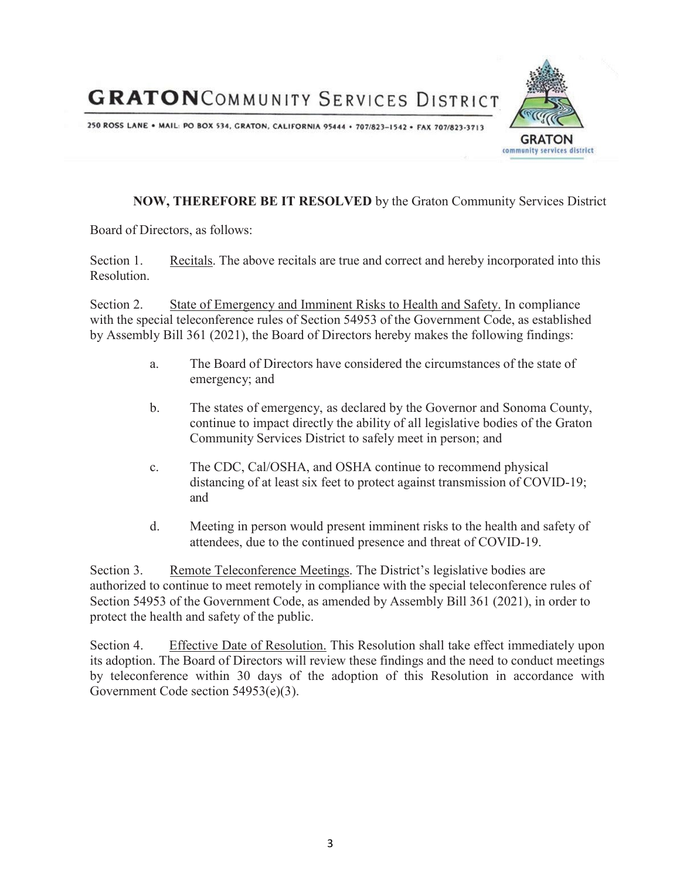**NOW, THEREFORE BE IT RESOLVED** by the Graton Community Services District Board of Directors, as follows:

Section 1. Recitals. The above recitals are true and correct and hereby incorporated into this Resolution.

Section 2. State of Emergency and Imminent Risks to Health and Safety. In compliance with the special teleconference rules of Section 54953 of the Government Code, as established by Assembly Bill 361 (2021), the Board of Directors hereby makes the following findings:

a. The Board of Directors have considered the circumstances of the state of emergency; and

b. The states of emergency, as declared by the Governor and Sonoma County, continue to impact directly the ability of all legislative bodies of the Graton Community Services District to safely meet in person; and

c. The CDC, Cal/OSHA, and OSHA continue to recommend physical distancing of at least six feet to protect against transmission of COVID-19; and

d. Meeting in person would present imminent risks to the health and safety of attendees, due to the continued presence and threat of COVID-19.

Section 3. Remote Teleconference Meetings. The District's legislative bodies are authorized to continue to meet remotely in compliance with the special teleconference rules of Section 54953 of the Government Code, as amended by Assembly Bill 361 (2021), in order to protect the health and safety of the public.

Section 4. Effective Date of Resolution. This Resolution shall take effect immediately upon its adoption. The Board of Directors will review these findings and the need to conduct meetings by teleconference within 30 days of the adoption of this Resolution in accordance with Government Code section 54953(e)(3).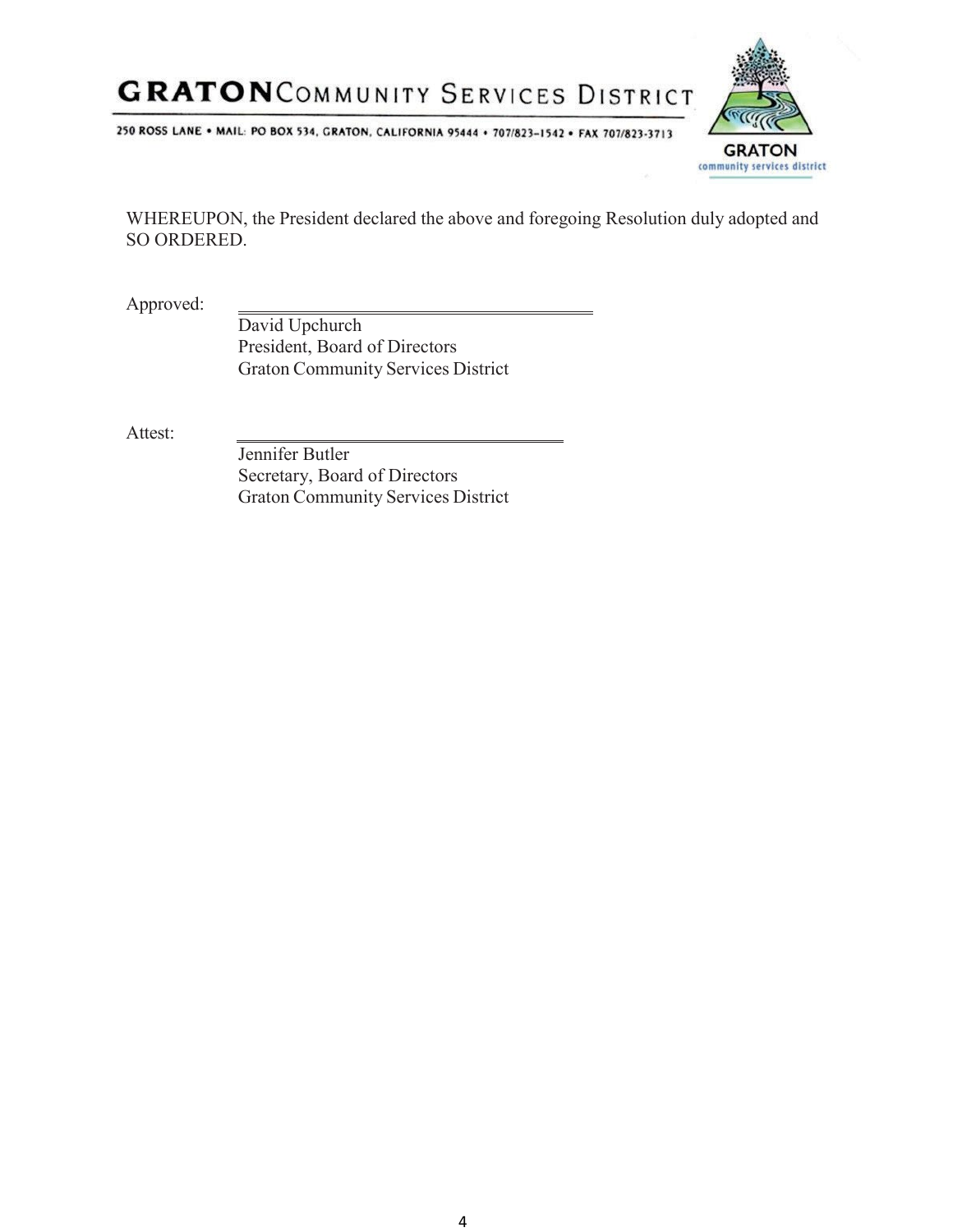WHEREUPON, the President declared the above and foregoing Resolution duly adopted and SO ORDERED.

Approved: \_\_\_\_\_\_\_\_\_\_\_\_\_\_\_\_\_\_\_\_\_\_\_\_\_\_\_\_\_\_\_\_\_\_\_\_

David Upchurch
President, Board of Directors
Graton Community Services District

Attest: \_\_\_\_\_\_\_\_\_\_\_\_\_\_\_\_\_\_\_\_\_\_\_\_\_\_\_\_\_\_\_\_\_\_\_\_

Jennifer Butler
Secretary, Board of Directors
Graton Community Services District